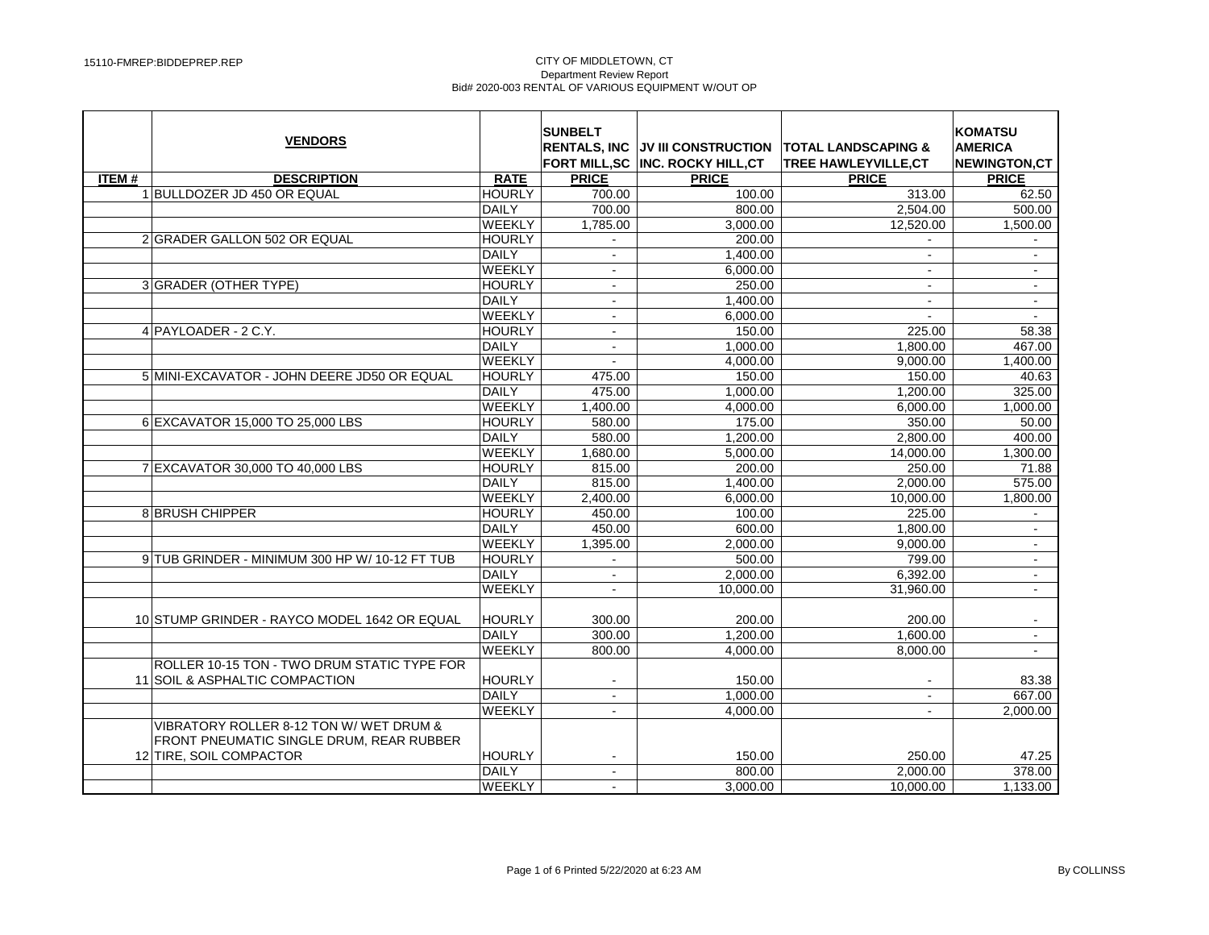CITY OF MIDDLETOWN, CT
Department Review Report
Bid# 2020-003 RENTAL OF VARIOUS EQUIPMENT W/OUT OP

| | **VENDORS** | | **SUNBELT RENTALS, INC FORT MILL,SC** | **JV III CONSTRUCTION INC. ROCKY HILL,CT** | **TOTAL LANDSCAPING & TREE HAWLEYVILLE,CT** | **KOMATSU AMERICA NEWINGTON,CT** |
|---|---|---|---|---|---|---|
| **ITEM #** | **DESCRIPTION** | **RATE** | **PRICE** | **PRICE** | **PRICE** | **PRICE** |
| 1 | BULLDOZER JD 450 OR EQUAL | HOURLY | 700.00 | 100.00 | 313.00 | 62.50 |
| | | DAILY | 700.00 | 800.00 | 2,504.00 | 500.00 |
| | | WEEKLY | 1,785.00 | 3,000.00 | 12,520.00 | 1,500.00 |
| 2 | GRADER GALLON 502 OR EQUAL | HOURLY | - | 200.00 | - | - |
| | | DAILY | - | 1,400.00 | - | - |
| | | WEEKLY | - | 6,000.00 | - | - |
| 3 | GRADER (OTHER TYPE) | HOURLY | - | 250.00 | - | - |
| | | DAILY | - | 1,400.00 | - | - |
| | | WEEKLY | - | 6,000.00 | - | - |
| 4 | PAYLOADER - 2 C.Y. | HOURLY | - | 150.00 | 225.00 | 58.38 |
| | | DAILY | - | 1,000.00 | 1,800.00 | 467.00 |
| | | WEEKLY | - | 4,000.00 | 9,000.00 | 1,400.00 |
| 5 | MINI-EXCAVATOR - JOHN DEERE JD50 OR EQUAL | HOURLY | 475.00 | 150.00 | 150.00 | 40.63 |
| | | DAILY | 475.00 | 1,000.00 | 1,200.00 | 325.00 |
| | | WEEKLY | 1,400.00 | 4,000.00 | 6,000.00 | 1,000.00 |
| 6 | EXCAVATOR 15,000 TO 25,000 LBS | HOURLY | 580.00 | 175.00 | 350.00 | 50.00 |
| | | DAILY | 580.00 | 1,200.00 | 2,800.00 | 400.00 |
| | | WEEKLY | 1,680.00 | 5,000.00 | 14,000.00 | 1,300.00 |
| 7 | EXCAVATOR 30,000 TO 40,000 LBS | HOURLY | 815.00 | 200.00 | 250.00 | 71.88 |
| | | DAILY | 815.00 | 1,400.00 | 2,000.00 | 575.00 |
| | | WEEKLY | 2,400.00 | 6,000.00 | 10,000.00 | 1,800.00 |
| 8 | BRUSH CHIPPER | HOURLY | 450.00 | 100.00 | 225.00 | - |
| | | DAILY | 450.00 | 600.00 | 1,800.00 | - |
| | | WEEKLY | 1,395.00 | 2,000.00 | 9,000.00 | - |
| 9 | TUB GRINDER - MINIMUM 300 HP W/ 10-12 FT TUB | HOURLY | - | 500.00 | 799.00 | - |
| | | DAILY | - | 2,000.00 | 6,392.00 | - |
| | | WEEKLY | - | 10,000.00 | 31,960.00 | - |
| 10 | STUMP GRINDER - RAYCO MODEL 1642 OR EQUAL | HOURLY | 300.00 | 200.00 | 200.00 | - |
| | | DAILY | 300.00 | 1,200.00 | 1,600.00 | - |
| | | WEEKLY | 800.00 | 4,000.00 | 8,000.00 | - |
| 11 | ROLLER 10-15 TON - TWO DRUM STATIC TYPE FOR SOIL & ASPHALTIC COMPACTION | HOURLY | - | 150.00 | - | 83.38 |
| | | DAILY | - | 1,000.00 | - | 667.00 |
| | | WEEKLY | - | 4,000.00 | - | 2,000.00 |
| 12 | VIBRATORY ROLLER 8-12 TON W/ WET DRUM & FRONT PNEUMATIC SINGLE DRUM, REAR RUBBER TIRE, SOIL COMPACTOR | HOURLY | - | 150.00 | 250.00 | 47.25 |
| | | DAILY | - | 800.00 | 2,000.00 | 378.00 |
| | | WEEKLY | - | 3,000.00 | 10,000.00 | 1,133.00 |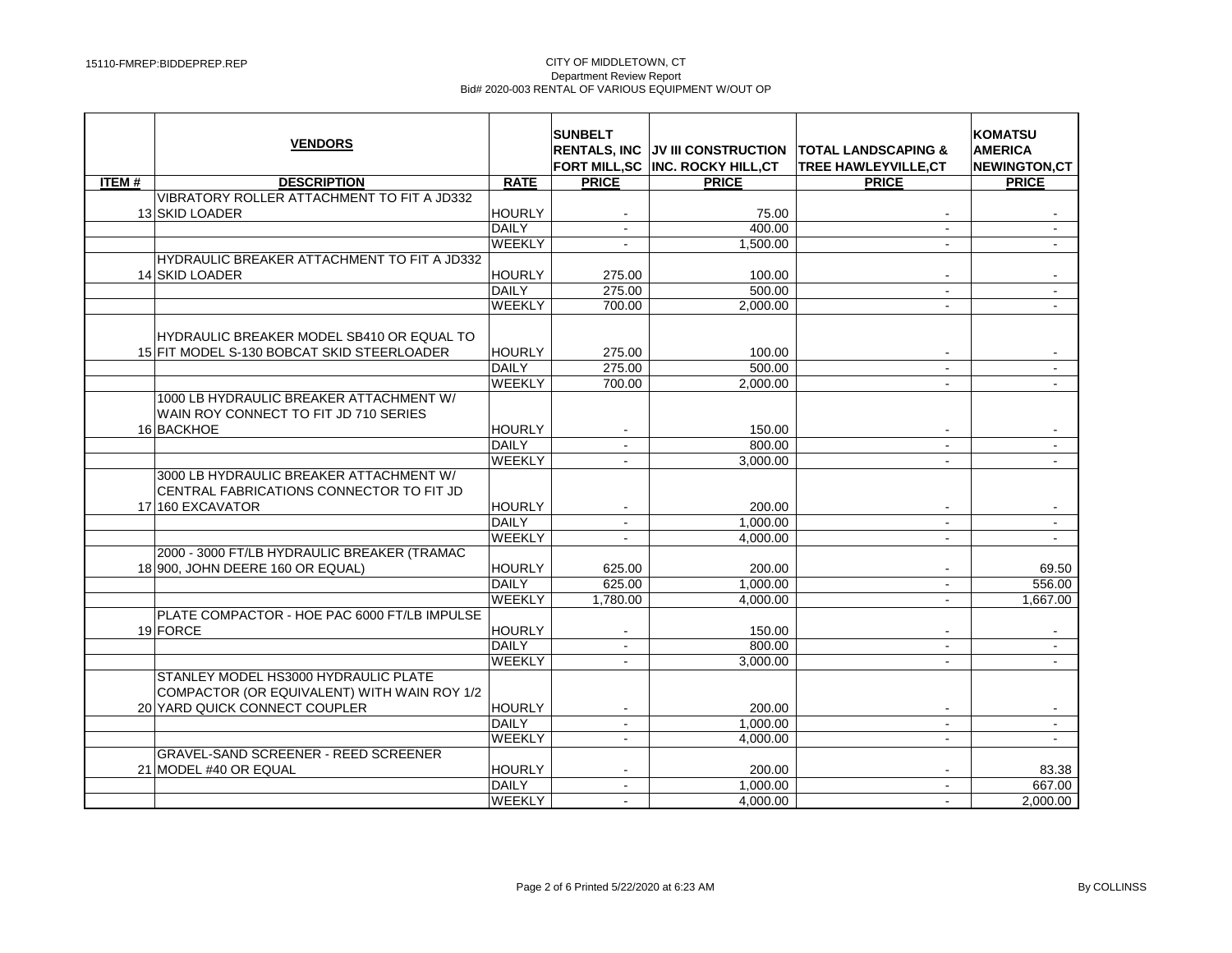CITY OF MIDDLETOWN, CT
Department Review Report
Bid# 2020-003 RENTAL OF VARIOUS EQUIPMENT W/OUT OP

| | **VENDORS** | | **SUNBELT RENTALS, INC FORT MILL,SC** | **JV III CONSTRUCTION INC. ROCKY HILL,CT** | **TOTAL LANDSCAPING & TREE HAWLEYVILLE,CT** | **KOMATSU AMERICA NEWINGTON,CT** |
|---|---|---|---|---|---|---|
| **ITEM #** | **DESCRIPTION** | **RATE** | **PRICE** | **PRICE** | **PRICE** | **PRICE** |
| 13 | VIBRATORY ROLLER ATTACHMENT TO FIT A JD332 SKID LOADER | HOURLY | - | 75.00 | - | - |
| | | DAILY | - | 400.00 | - | - |
| | | WEEKLY | - | 1,500.00 | - | - |
| 14 | HYDRAULIC BREAKER ATTACHMENT TO FIT A JD332 SKID LOADER | HOURLY | 275.00 | 100.00 | - | - |
| | | DAILY | 275.00 | 500.00 | - | - |
| | | WEEKLY | 700.00 | 2,000.00 | - | - |
| 15 | HYDRAULIC BREAKER MODEL SB410 OR EQUAL TO FIT MODEL S-130 BOBCAT SKID STEERLOADER | HOURLY | 275.00 | 100.00 | - | - |
| | | DAILY | 275.00 | 500.00 | - | - |
| | | WEEKLY | 700.00 | 2,000.00 | - | - |
| 16 | 1000 LB HYDRAULIC BREAKER ATTACHMENT W/ WAIN ROY CONNECT TO FIT JD 710 SERIES BACKHOE | HOURLY | - | 150.00 | - | - |
| | | DAILY | - | 800.00 | - | - |
| | | WEEKLY | - | 3,000.00 | - | - |
| 17 | 3000 LB HYDRAULIC BREAKER ATTACHMENT W/ CENTRAL FABRICATIONS CONNECTOR TO FIT JD 160 EXCAVATOR | HOURLY | - | 200.00 | - | - |
| | | DAILY | - | 1,000.00 | - | - |
| | | WEEKLY | - | 4,000.00 | - | - |
| 18 | 2000 - 3000 FT/LB HYDRAULIC BREAKER (TRAMAC 900, JOHN DEERE 160 OR EQUAL) | HOURLY | 625.00 | 200.00 | - | 69.50 |
| | | DAILY | 625.00 | 1,000.00 | - | 556.00 |
| | | WEEKLY | 1,780.00 | 4,000.00 | - | 1,667.00 |
| 19 | PLATE COMPACTOR - HOE PAC 6000 FT/LB IMPULSE FORCE | HOURLY | - | 150.00 | - | - |
| | | DAILY | - | 800.00 | - | - |
| | | WEEKLY | - | 3,000.00 | - | - |
| 20 | STANLEY MODEL HS3000 HYDRAULIC PLATE COMPACTOR (OR EQUIVALENT) WITH WAIN ROY 1/2 YARD QUICK CONNECT COUPLER | HOURLY | - | 200.00 | - | - |
| | | DAILY | - | 1,000.00 | - | - |
| | | WEEKLY | - | 4,000.00 | - | - |
| 21 | GRAVEL-SAND SCREENER - REED SCREENER MODEL #40 OR EQUAL | HOURLY | - | 200.00 | - | 83.38 |
| | | DAILY | - | 1,000.00 | - | 667.00 |
| | | WEEKLY | - | 4,000.00 | - | 2,000.00 |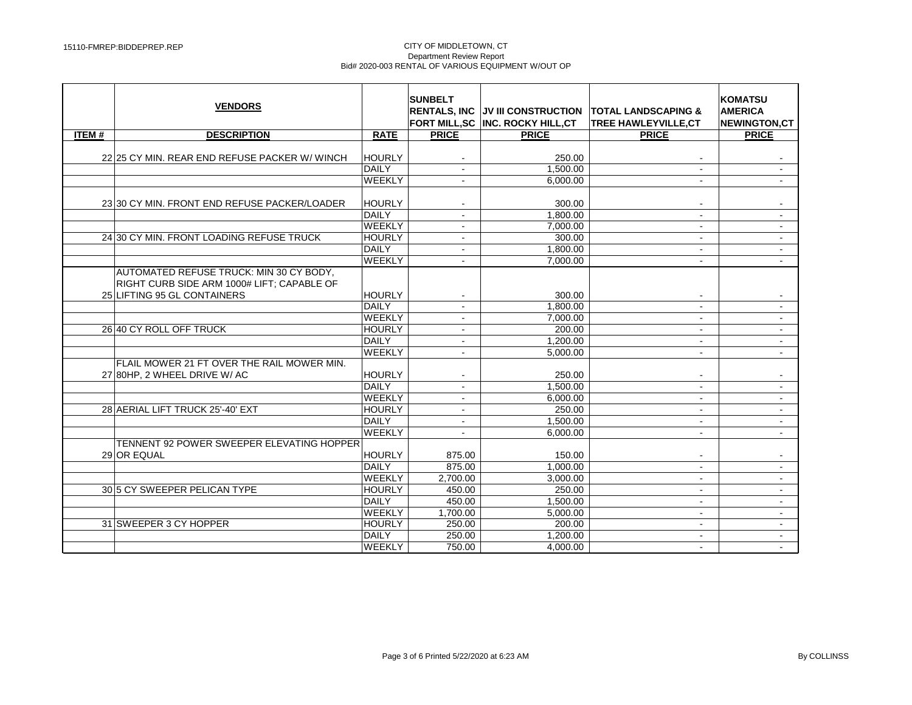CITY OF MIDDLETOWN, CT
Department Review Report
Bid# 2020-003 RENTAL OF VARIOUS EQUIPMENT W/OUT OP

15110-FMREP:BIDDEPREP.REP

| ITEM # | VENDORS / DESCRIPTION | RATE | SUNBELT RENTALS, INC FORT MILL,SC PRICE | JV III CONSTRUCTION INC. ROCKY HILL,CT PRICE | TOTAL LANDSCAPING & TREE HAWLEYVILLE,CT PRICE | KOMATSU AMERICA NEWINGTON,CT PRICE |
|---|---|---|---|---|---|---|
| 22 | 25 CY MIN. REAR END REFUSE PACKER W/ WINCH | HOURLY | - | 250.00 | - | - |
| | | DAILY | - | 1,500.00 | - | - |
| | | WEEKLY | - | 6,000.00 | - | - |
| 23 | 30 CY MIN. FRONT END REFUSE PACKER/LOADER | HOURLY | - | 300.00 | - | - |
| | | DAILY | - | 1,800.00 | - | - |
| | | WEEKLY | - | 7,000.00 | - | - |
| 24 | 30 CY MIN. FRONT LOADING REFUSE TRUCK | HOURLY | - | 300.00 | - | - |
| | | DAILY | - | 1,800.00 | - | - |
| | | WEEKLY | - | 7,000.00 | - | - |
| 25 | AUTOMATED REFUSE TRUCK: MIN 30 CY BODY, RIGHT CURB SIDE ARM 1000# LIFT; CAPABLE OF LIFTING 95 GL CONTAINERS | HOURLY | - | 300.00 | - | - |
| | | DAILY | - | 1,800.00 | - | - |
| | | WEEKLY | - | 7,000.00 | - | - |
| 26 | 40 CY ROLL OFF TRUCK | HOURLY | - | 200.00 | - | - |
| | | DAILY | - | 1,200.00 | - | - |
| | | WEEKLY | - | 5,000.00 | - | - |
| 27 | FLAIL MOWER 21 FT OVER THE RAIL MOWER MIN. 80HP, 2 WHEEL DRIVE W/ AC | HOURLY | - | 250.00 | - | - |
| | | DAILY | - | 1,500.00 | - | - |
| | | WEEKLY | - | 6,000.00 | - | - |
| 28 | AERIAL LIFT TRUCK 25'-40' EXT | HOURLY | - | 250.00 | - | - |
| | | DAILY | - | 1,500.00 | - | - |
| | | WEEKLY | - | 6,000.00 | - | - |
| 29 | TENNENT 92 POWER SWEEPER ELEVATING HOPPER OR EQUAL | HOURLY | 875.00 | 150.00 | - | - |
| | | DAILY | 875.00 | 1,000.00 | - | - |
| | | WEEKLY | 2,700.00 | 3,000.00 | - | - |
| 30 | 5 CY SWEEPER PELICAN TYPE | HOURLY | 450.00 | 250.00 | - | - |
| | | DAILY | 450.00 | 1,500.00 | - | - |
| | | WEEKLY | 1,700.00 | 5,000.00 | - | - |
| 31 | SWEEPER 3 CY HOPPER | HOURLY | 250.00 | 200.00 | - | - |
| | | DAILY | 250.00 | 1,200.00 | - | - |
| | | WEEKLY | 750.00 | 4,000.00 | - | - |

Printed 5/22/2020 at 6:23 AM By COLLINSS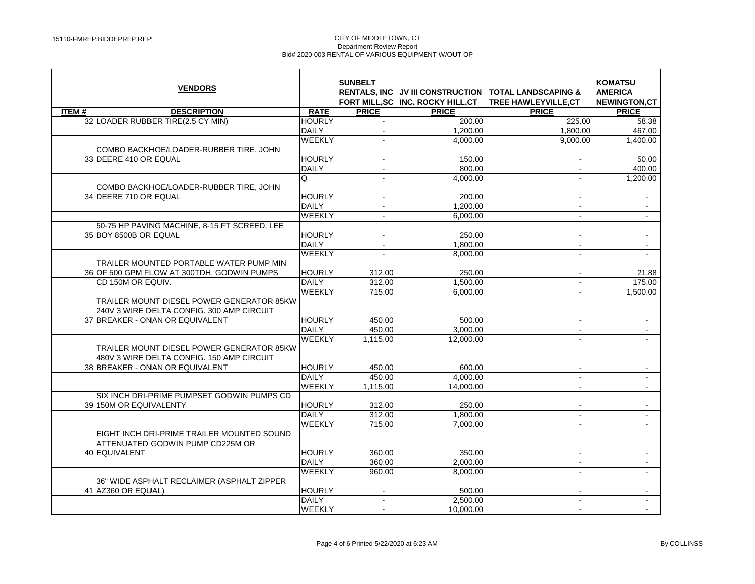15110-FMREP:BIDDEPREP.REP

CITY OF MIDDLETOWN, CT
Department Review Report
Bid# 2020-003 RENTAL OF VARIOUS EQUIPMENT W/OUT OP

| | **VENDORS** | | **SUNBELT RENTALS, INC FORT MILL,SC** | **JV III CONSTRUCTION INC. ROCKY HILL,CT** | **TOTAL LANDSCAPING & TREE HAWLEYVILLE,CT** | **KOMATSU AMERICA NEWINGTON,CT** |
|---|---|---|---|---|---|---|
| **ITEM #** | **DESCRIPTION** | **RATE** | **PRICE** | **PRICE** | **PRICE** | **PRICE** |
| 32 | LOADER RUBBER TIRE(2.5 CY MIN) | HOURLY | - | 200.00 | 225.00 | 58.38 |
| | | DAILY | - | 1,200.00 | 1,800.00 | 467.00 |
| | | WEEKLY | - | 4,000.00 | 9,000.00 | 1,400.00 |
| 33 | COMBO BACKHOE/LOADER-RUBBER TIRE, JOHN DEERE 410 OR EQUAL | HOURLY | - | 150.00 | - | 50.00 |
| | | DAILY | - | 800.00 | - | 400.00 |
| | | Q | - | 4,000.00 | - | 1,200.00 |
| 34 | COMBO BACKHOE/LOADER-RUBBER TIRE, JOHN DEERE 710 OR EQUAL | HOURLY | - | 200.00 | - | - |
| | | DAILY | - | 1,200.00 | - | - |
| | | WEEKLY | - | 6,000.00 | - | - |
| 35 | 50-75 HP PAVING MACHINE, 8-15 FT SCREED, LEE BOY 8500B OR EQUAL | HOURLY | - | 250.00 | - | - |
| | | DAILY | - | 1,800.00 | - | - |
| | | WEEKLY | - | 8,000.00 | - | - |
| 36 | TRAILER MOUNTED PORTABLE WATER PUMP MIN OF 500 GPM FLOW AT 300TDH, GODWIN PUMPS CD 150M OR EQUIV. | HOURLY | 312.00 | 250.00 | - | 21.88 |
| | | DAILY | 312.00 | 1,500.00 | - | 175.00 |
| | | WEEKLY | 715.00 | 6,000.00 | - | 1,500.00 |
| 37 | TRAILER MOUNT DIESEL POWER GENERATOR 85KW 240V 3 WIRE DELTA CONFIG. 300 AMP CIRCUIT BREAKER - ONAN OR EQUIVALENT | HOURLY | 450.00 | 500.00 | - | - |
| | | DAILY | 450.00 | 3,000.00 | - | - |
| | | WEEKLY | 1,115.00 | 12,000.00 | - | - |
| 38 | TRAILER MOUNT DIESEL POWER GENERATOR 85KW 480V 3 WIRE DELTA CONFIG. 150 AMP CIRCUIT BREAKER - ONAN OR EQUIVALENT | HOURLY | 450.00 | 600.00 | - | - |
| | | DAILY | 450.00 | 4,000.00 | - | - |
| | | WEEKLY | 1,115.00 | 14,000.00 | - | - |
| 39 | SIX INCH DRI-PRIME PUMPSET GODWIN PUMPS CD 150M OR EQUIVALENTY | HOURLY | 312.00 | 250.00 | - | - |
| | | DAILY | 312.00 | 1,800.00 | - | - |
| | | WEEKLY | 715.00 | 7,000.00 | - | - |
| 40 | EIGHT INCH DRI-PRIME TRAILER MOUNTED SOUND ATTENUATED GODWIN PUMP CD225M OR EQUIVALENT | HOURLY | 360.00 | 350.00 | - | - |
| | | DAILY | 360.00 | 2,000.00 | - | - |
| | | WEEKLY | 960.00 | 8,000.00 | - | - |
| 41 | 36" WIDE ASPHALT RECLAIMER (ASPHALT ZIPPER AZ360 OR EQUAL) | HOURLY | - | 500.00 | - | - |
| | | DAILY | - | 2,500.00 | - | - |
| | | WEEKLY | - | 10,000.00 | - | - |

Page 4 of 6 Printed 5/22/2020 at 6:23 AM

By COLLINSS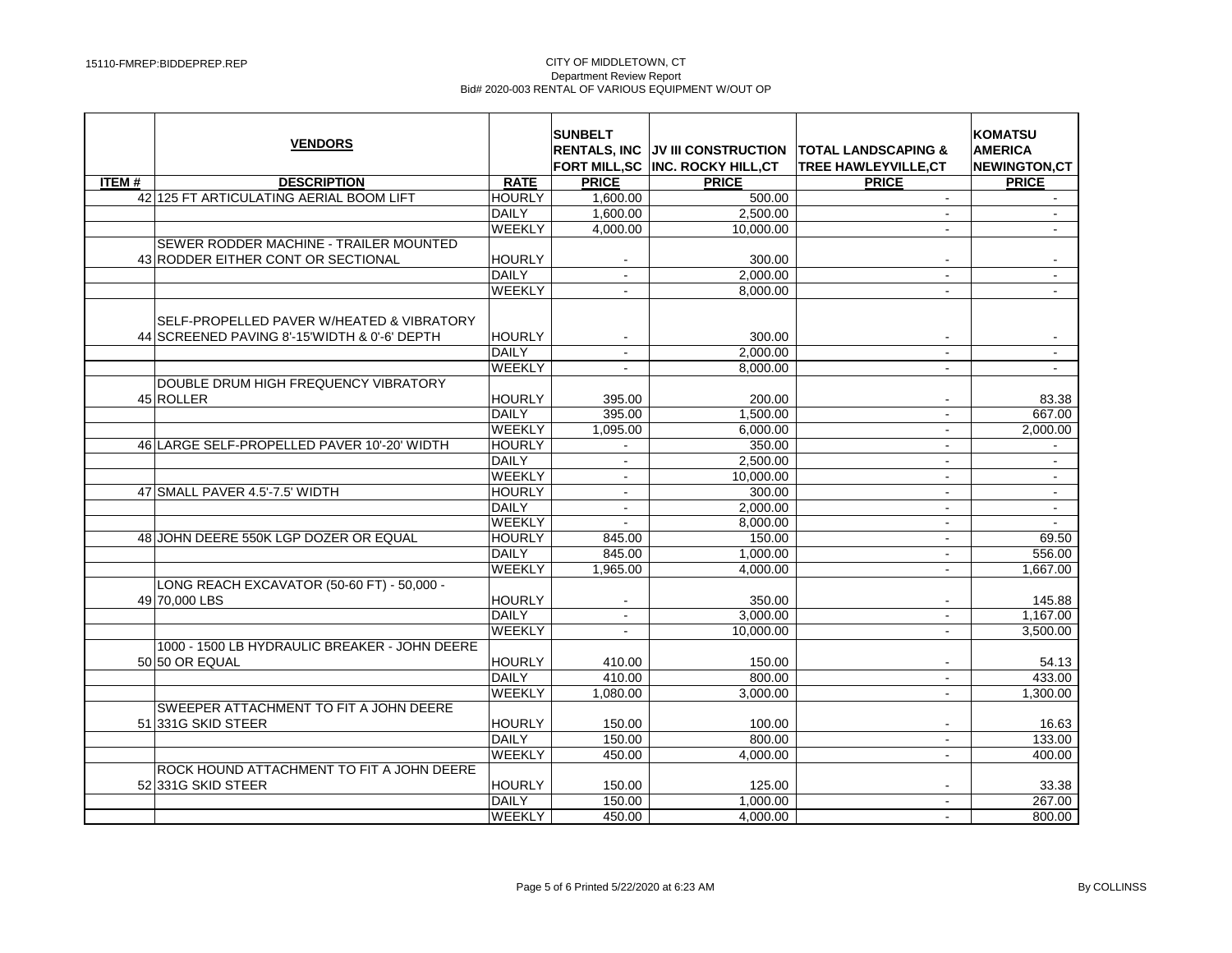15110-FMREP:BIDDEPREP.REP

CITY OF MIDDLETOWN, CT
Department Review Report
Bid# 2020-003 RENTAL OF VARIOUS EQUIPMENT W/OUT OP

| | VENDORS | | SUNBELT RENTALS, INC FORT MILL,SC | JV III CONSTRUCTION INC. ROCKY HILL,CT | TOTAL LANDSCAPING & TREE HAWLEYVILLE,CT | KOMATSU AMERICA NEWINGTON,CT |
|---|---|---|---|---|---|---|
| ITEM # | DESCRIPTION | RATE | PRICE | PRICE | PRICE | PRICE |
| 42 | 125 FT ARTICULATING AERIAL BOOM LIFT | HOURLY | 1,600.00 | 500.00 | - | - |
| | | DAILY | 1,600.00 | 2,500.00 | - | - |
| | | WEEKLY | 4,000.00 | 10,000.00 | - | - |
| 43 | SEWER RODDER MACHINE - TRAILER MOUNTED RODDER EITHER CONT OR SECTIONAL | HOURLY | - | 300.00 | - | - |
| | | DAILY | - | 2,000.00 | - | - |
| | | WEEKLY | - | 8,000.00 | - | - |
| 44 | SELF-PROPELLED PAVER W/HEATED & VIBRATORY SCREENED PAVING 8'-15'WIDTH & 0'-6' DEPTH | HOURLY | - | 300.00 | - | - |
| | | DAILY | - | 2,000.00 | - | - |
| | | WEEKLY | - | 8,000.00 | - | - |
| 45 | DOUBLE DRUM HIGH FREQUENCY VIBRATORY ROLLER | HOURLY | 395.00 | 200.00 | - | 83.38 |
| | | DAILY | 395.00 | 1,500.00 | - | 667.00 |
| | | WEEKLY | 1,095.00 | 6,000.00 | - | 2,000.00 |
| 46 | LARGE SELF-PROPELLED PAVER 10'-20' WIDTH | HOURLY | - | 350.00 | - | - |
| | | DAILY | - | 2,500.00 | - | - |
| | | WEEKLY | - | 10,000.00 | - | - |
| 47 | SMALL PAVER 4.5'-7.5' WIDTH | HOURLY | - | 300.00 | - | - |
| | | DAILY | - | 2,000.00 | - | - |
| | | WEEKLY | - | 8,000.00 | - | - |
| 48 | JOHN DEERE 550K LGP DOZER OR EQUAL | HOURLY | 845.00 | 150.00 | - | 69.50 |
| | | DAILY | 845.00 | 1,000.00 | - | 556.00 |
| | | WEEKLY | 1,965.00 | 4,000.00 | - | 1,667.00 |
| 49 | LONG REACH EXCAVATOR (50-60 FT) - 50,000 - 70,000 LBS | HOURLY | - | 350.00 | - | 145.88 |
| | | DAILY | - | 3,000.00 | - | 1,167.00 |
| | | WEEKLY | - | 10,000.00 | - | 3,500.00 |
| 50 | 1000 - 1500 LB HYDRAULIC BREAKER - JOHN DEERE 50 OR EQUAL | HOURLY | 410.00 | 150.00 | - | 54.13 |
| | | DAILY | 410.00 | 800.00 | - | 433.00 |
| | | WEEKLY | 1,080.00 | 3,000.00 | - | 1,300.00 |
| 51 | SWEEPER ATTACHMENT TO FIT A JOHN DEERE 331G SKID STEER | HOURLY | 150.00 | 100.00 | - | 16.63 |
| | | DAILY | 150.00 | 800.00 | - | 133.00 |
| | | WEEKLY | 450.00 | 4,000.00 | - | 400.00 |
| 52 | ROCK HOUND ATTACHMENT TO FIT A JOHN DEERE 331G SKID STEER | HOURLY | 150.00 | 125.00 | - | 33.38 |
| | | DAILY | 150.00 | 1,000.00 | - | 267.00 |
| | | WEEKLY | 450.00 | 4,000.00 | - | 800.00 |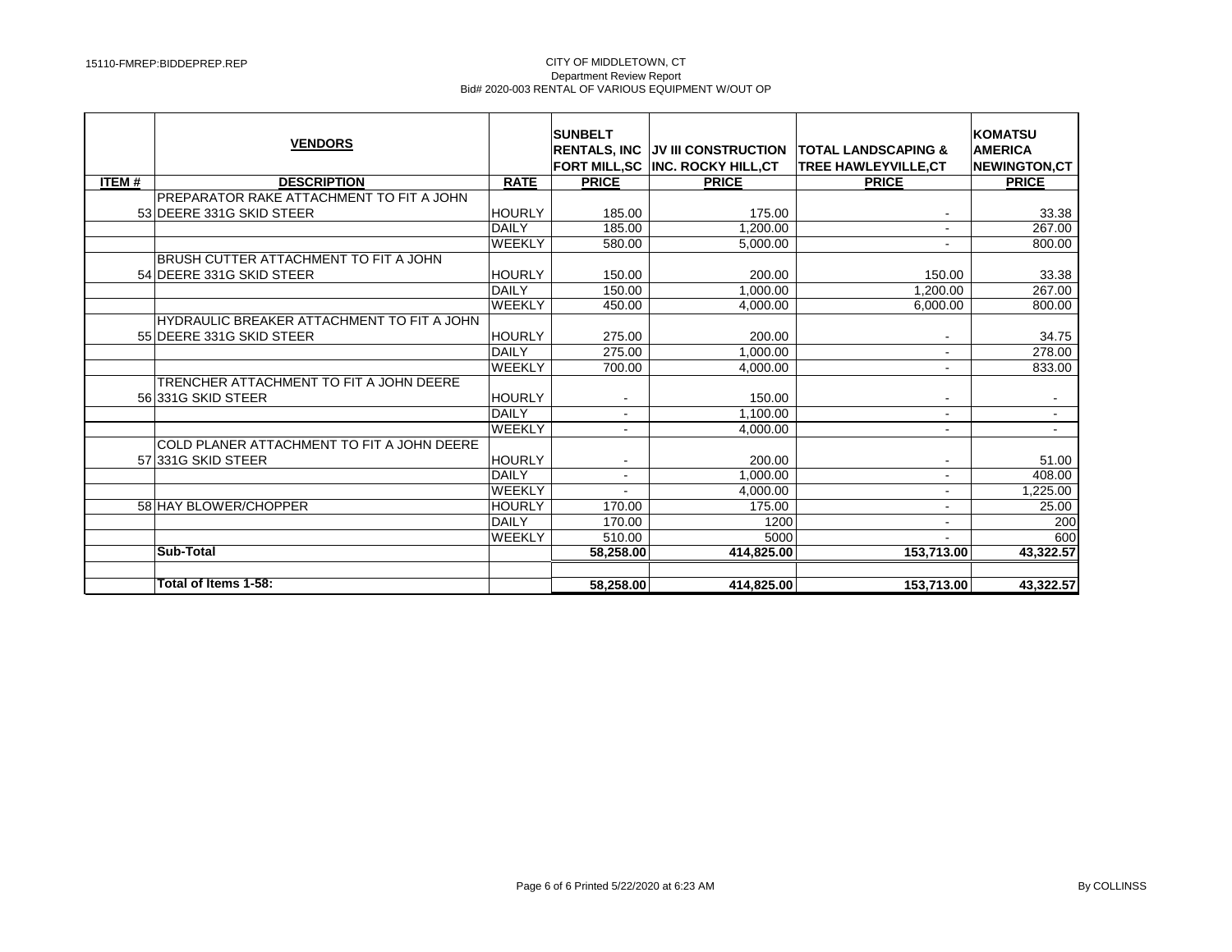CITY OF MIDDLETOWN, CT
Department Review Report
Bid# 2020-003 RENTAL OF VARIOUS EQUIPMENT W/OUT OP

| ITEM # | VENDORS / DESCRIPTION | RATE | SUNBELT RENTALS, INC FORT MILL,SC PRICE | JV III CONSTRUCTION INC. ROCKY HILL,CT PRICE | TOTAL LANDSCAPING & TREE HAWLEYVILLE,CT PRICE | KOMATSU AMERICA NEWINGTON,CT PRICE |
|---|---|---|---|---|---|---|
| 53 | PREPARATOR RAKE ATTACHMENT TO FIT A JOHN DEERE 331G SKID STEER | HOURLY | 185.00 | 175.00 | - | 33.38 |
| | | DAILY | 185.00 | 1,200.00 | - | 267.00 |
| | | WEEKLY | 580.00 | 5,000.00 | - | 800.00 |
| 54 | BRUSH CUTTER ATTACHMENT TO FIT A JOHN DEERE 331G SKID STEER | HOURLY | 150.00 | 200.00 | 150.00 | 33.38 |
| | | DAILY | 150.00 | 1,000.00 | 1,200.00 | 267.00 |
| | | WEEKLY | 450.00 | 4,000.00 | 6,000.00 | 800.00 |
| 55 | HYDRAULIC BREAKER ATTACHMENT TO FIT A JOHN DEERE 331G SKID STEER | HOURLY | 275.00 | 200.00 | - | 34.75 |
| | | DAILY | 275.00 | 1,000.00 | - | 278.00 |
| | | WEEKLY | 700.00 | 4,000.00 | - | 833.00 |
| 56 | TRENCHER ATTACHMENT TO FIT A JOHN DEERE 331G SKID STEER | HOURLY | - | 150.00 | - | - |
| | | DAILY | - | 1,100.00 | - | - |
| | | WEEKLY | - | 4,000.00 | - | - |
| 57 | COLD PLANER ATTACHMENT TO FIT A JOHN DEERE 331G SKID STEER | HOURLY | - | 200.00 | - | 51.00 |
| | | DAILY | - | 1,000.00 | - | 408.00 |
| | | WEEKLY | - | 4,000.00 | - | 1,225.00 |
| 58 | HAY BLOWER/CHOPPER | HOURLY | 170.00 | 175.00 | - | 25.00 |
| | | DAILY | 170.00 | 1200 | - | 200 |
| | | WEEKLY | 510.00 | 5000 | - | 600 |
| | **Sub-Total** | | **58,258.00** | **414,825.00** | **153,713.00** | **43,322.57** |
| | | | | | | |
| | **Total of Items 1-58:** | | **58,258.00** | **414,825.00** | **153,713.00** | **43,322.57** |